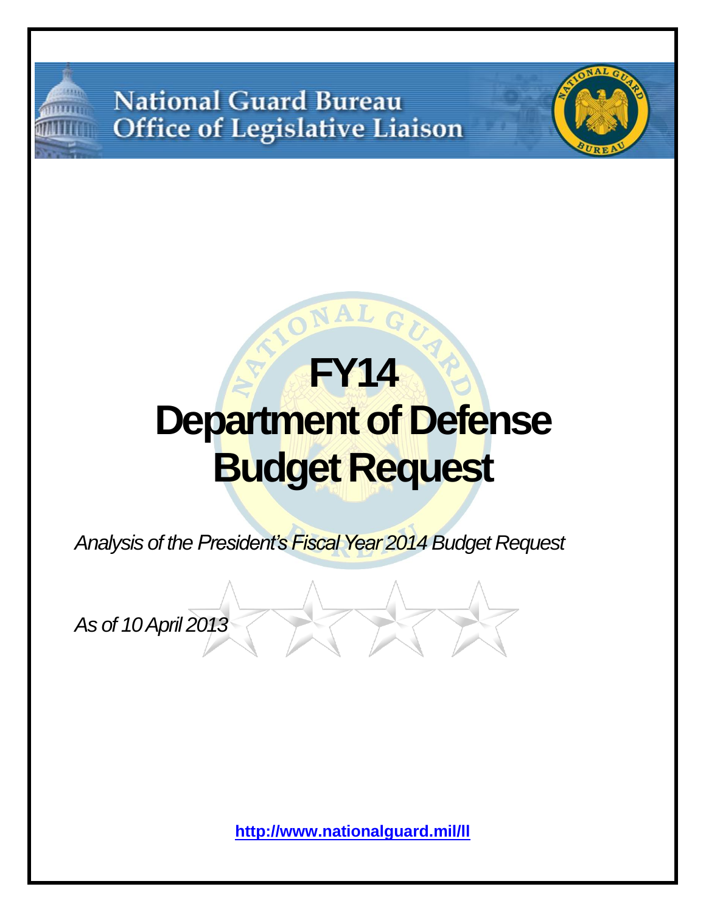National Guard Bureau
Office of Legislative Liaison

# FY14
# Department of Defense
# Budget Request

*Analysis of the President's Fiscal Year 2014 Budget Request*

*As of 10 April 2013*

**http://www.nationalguard.mil/ll**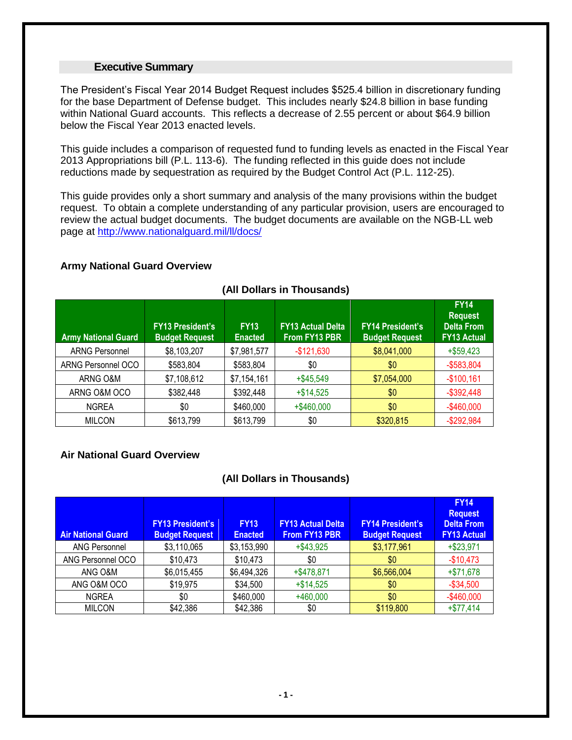## Executive Summary

The President's Fiscal Year 2014 Budget Request includes $525.4 billion in discretionary funding for the base Department of Defense budget. This includes nearly $24.8 billion in base funding within National Guard accounts. This reflects a decrease of 2.55 percent or about $64.9 billion below the Fiscal Year 2013 enacted levels.

This guide includes a comparison of requested fund to funding levels as enacted in the Fiscal Year 2013 Appropriations bill (P.L. 113-6). The funding reflected in this guide does not include reductions made by sequestration as required by the Budget Control Act (P.L. 112-25).

This guide provides only a short summary and analysis of the many provisions within the budget request. To obtain a complete understanding of any particular provision, users are encouraged to review the actual budget documents. The budget documents are available on the NGB-LL web page at http://www.nationalguard.mil/ll/docs/

### Army National Guard Overview

**(All Dollars in Thousands)**

| Army National Guard | FY13 President's Budget Request | FY13 Enacted | FY13 Actual Delta From FY13 PBR | FY14 President's Budget Request | FY14 Request Delta From FY13 Actual |
|---|---|---|---|---|---|
| ARNG Personnel | $8,103,207 | $7,981,577 | -$121,630 | $8,041,000 | +$59,423 |
| ARNG Personnel OCO | $583,804 | $583,804 | $0 | $0 | -$583,804 |
| ARNG O&M | $7,108,612 | $7,154,161 | +$45,549 | $7,054,000 | -$100,161 |
| ARNG O&M OCO | $382,448 | $392,448 | +$14,525 | $0 | -$392,448 |
| NGREA | $0 | $460,000 | +$460,000 | $0 | -$460,000 |
| MILCON | $613,799 | $613,799 | $0 | $320,815 | -$292,984 |

### Air National Guard Overview

**(All Dollars in Thousands)**

| Air National Guard | FY13 President's Budget Request | FY13 Enacted | FY13 Actual Delta From FY13 PBR | FY14 President's Budget Request | FY14 Request Delta From FY13 Actual |
|---|---|---|---|---|---|
| ANG Personnel | $3,110,065 | $3,153,990 | +$43,925 | $3,177,961 | +$23,971 |
| ANG Personnel OCO | $10,473 | $10,473 | $0 | $0 | -$10,473 |
| ANG O&M | $6,015,455 | $6,494,326 | +$478,871 | $6,566,004 | +$71,678 |
| ANG O&M OCO | $19,975 | $34,500 | +$14,525 | $0 | -$34,500 |
| NGREA | $0 | $460,000 | +460,000 | $0 | -$460,000 |
| MILCON | $42,386 | $42,386 | $0 | $119,800 | +$77,414 |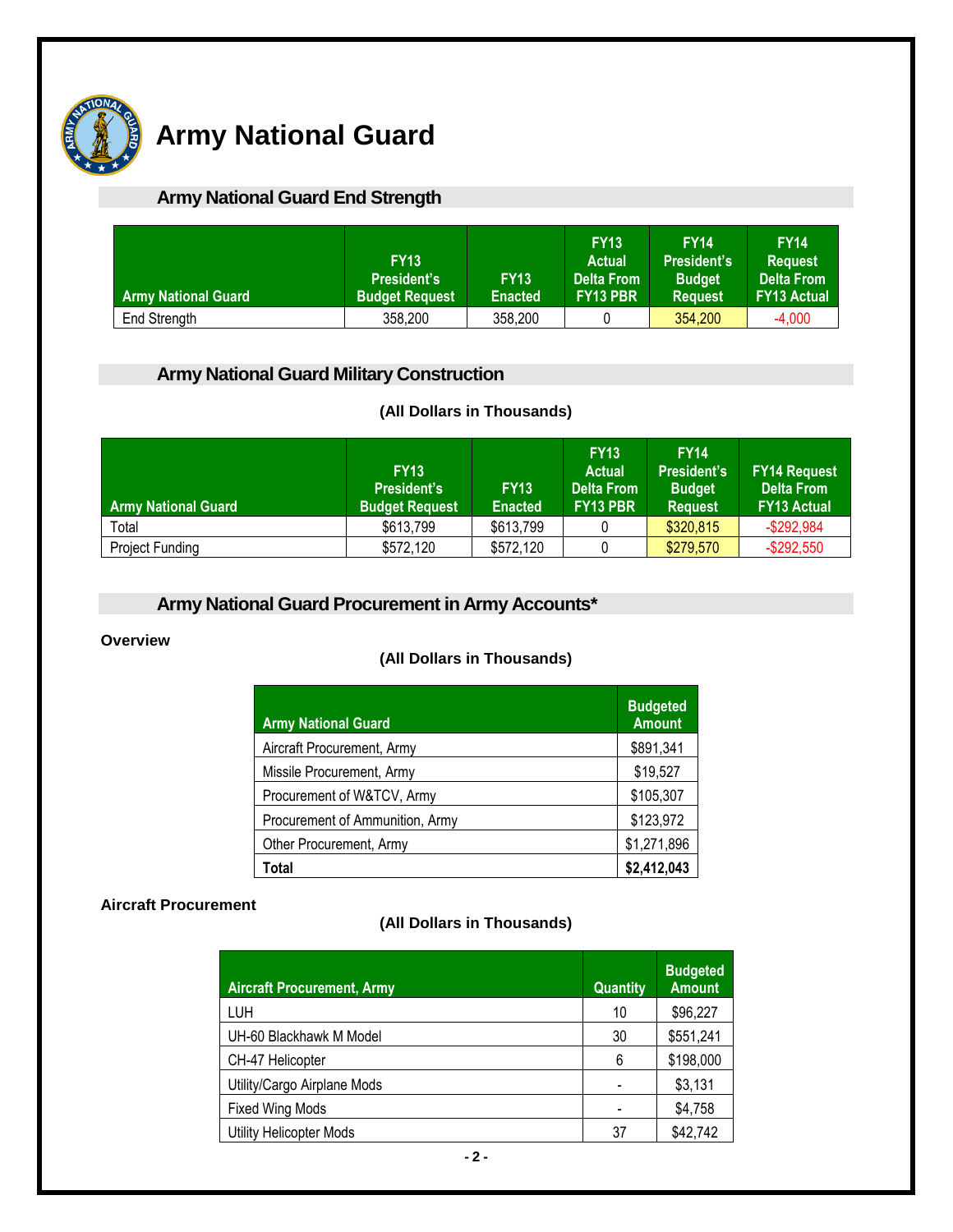# Army National Guard

## Army National Guard End Strength

| Army National Guard | FY13 President's Budget Request | FY13 Enacted | FY13 Actual Delta From FY13 PBR | FY14 President's Budget Request | FY14 Request Delta From FY13 Actual |
|---|---|---|---|---|---|
| End Strength | 358,200 | 358,200 | 0 | 354,200 | -4,000 |

## Army National Guard Military Construction

**(All Dollars in Thousands)**

| Army National Guard | FY13 President's Budget Request | FY13 Enacted | FY13 Actual Delta From FY13 PBR | FY14 President's Budget Request | FY14 Request Delta From FY13 Actual |
|---|---|---|---|---|---|
| Total | $613,799 | $613,799 | 0 | $320,815 | -$292,984 |
| Project Funding | $572,120 | $572,120 | 0 | $279,570 | -$292,550 |

## Army National Guard Procurement in Army Accounts*

**Overview**

**(All Dollars in Thousands)**

| Army National Guard | Budgeted Amount |
|---|---|
| Aircraft Procurement, Army | $891,341 |
| Missile Procurement, Army | $19,527 |
| Procurement of W&TCV, Army | $105,307 |
| Procurement of Ammunition, Army | $123,972 |
| Other Procurement, Army | $1,271,896 |
| **Total** | **$2,412,043** |

**Aircraft Procurement**

**(All Dollars in Thousands)**

| Aircraft Procurement, Army | Quantity | Budgeted Amount |
|---|---|---|
| LUH | 10 | $96,227 |
| UH-60 Blackhawk M Model | 30 | $551,241 |
| CH-47 Helicopter | 6 | $198,000 |
| Utility/Cargo Airplane Mods | - | $3,131 |
| Fixed Wing Mods | - | $4,758 |
| Utility Helicopter Mods | 37 | $42,742 |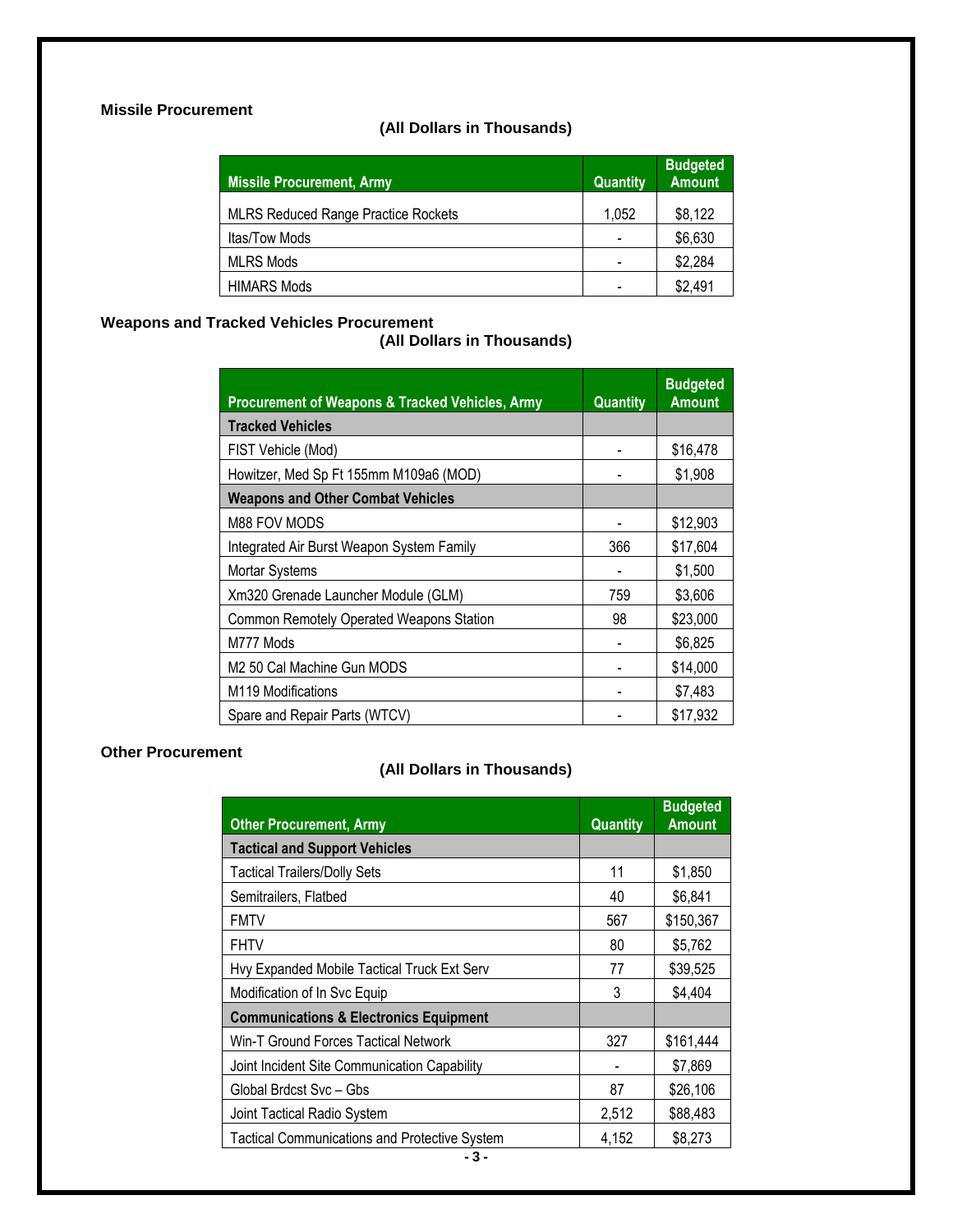## Missile Procurement

**(All Dollars in Thousands)**

| Missile Procurement, Army | Quantity | Budgeted Amount |
|---|---|---|
| MLRS Reduced Range Practice Rockets | 1,052 | $8,122 |
| Itas/Tow Mods | - | $6,630 |
| MLRS Mods | - | $2,284 |
| HIMARS Mods | - | $2,491 |

## Weapons and Tracked Vehicles Procurement

**(All Dollars in Thousands)**

| Procurement of Weapons & Tracked Vehicles, Army | Quantity | Budgeted Amount |
|---|---|---|
| **Tracked Vehicles** | | |
| FIST Vehicle (Mod) | - | $16,478 |
| Howitzer, Med Sp Ft 155mm M109a6 (MOD) | - | $1,908 |
| **Weapons and Other Combat Vehicles** | | |
| M88 FOV MODS | - | $12,903 |
| Integrated Air Burst Weapon System Family | 366 | $17,604 |
| Mortar Systems | - | $1,500 |
| Xm320 Grenade Launcher Module (GLM) | 759 | $3,606 |
| Common Remotely Operated Weapons Station | 98 | $23,000 |
| M777 Mods | - | $6,825 |
| M2 50 Cal Machine Gun MODS | - | $14,000 |
| M119 Modifications | - | $7,483 |
| Spare and Repair Parts (WTCV) | - | $17,932 |

## Other Procurement

**(All Dollars in Thousands)**

| Other Procurement, Army | Quantity | Budgeted Amount |
|---|---|---|
| **Tactical and Support Vehicles** | | |
| Tactical Trailers/Dolly Sets | 11 | $1,850 |
| Semitrailers, Flatbed | 40 | $6,841 |
| FMTV | 567 | $150,367 |
| FHTV | 80 | $5,762 |
| Hvy Expanded Mobile Tactical Truck Ext Serv | 77 | $39,525 |
| Modification of In Svc Equip | 3 | $4,404 |
| **Communications & Electronics Equipment** | | |
| Win-T Ground Forces Tactical Network | 327 | $161,444 |
| Joint Incident Site Communication Capability | - | $7,869 |
| Global Brdcst Svc – Gbs | 87 | $26,106 |
| Joint Tactical Radio System | 2,512 | $88,483 |
| Tactical Communications and Protective System | 4,152 | $8,273 |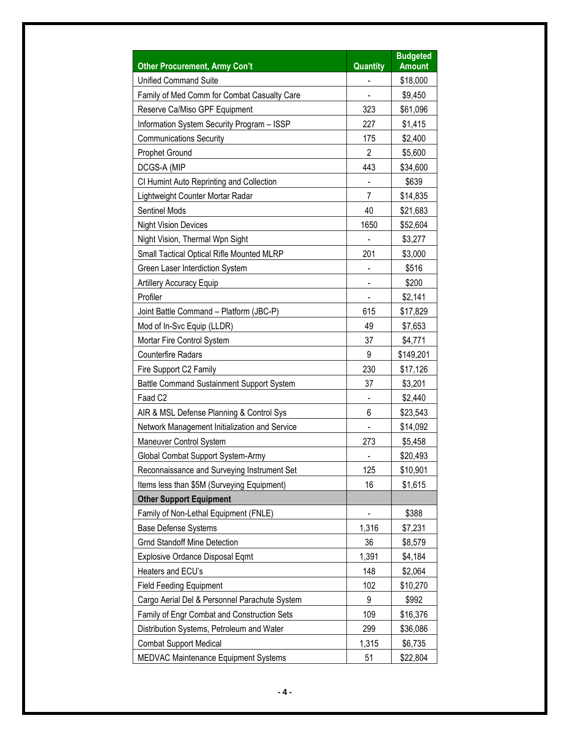| Other Procurement, Army Con't | Quantity | Budgeted Amount |
|---|---|---|
| Unified Command Suite | - | $18,000 |
| Family of Med Comm for Combat Casualty Care | - | $9,450 |
| Reserve Ca/Miso GPF Equipment | 323 | $61,096 |
| Information System Security Program – ISSP | 227 | $1,415 |
| Communications Security | 175 | $2,400 |
| Prophet Ground | 2 | $5,600 |
| DCGS-A (MIP | 443 | $34,600 |
| CI Humint Auto Reprinting and Collection | - | $639 |
| Lightweight Counter Mortar Radar | 7 | $14,835 |
| Sentinel Mods | 40 | $21,683 |
| Night Vision Devices | 1650 | $52,604 |
| Night Vision, Thermal Wpn Sight | - | $3,277 |
| Small Tactical Optical Rifle Mounted MLRP | 201 | $3,000 |
| Green Laser Interdiction System | - | $516 |
| Artillery Accuracy Equip | - | $200 |
| Profiler | - | $2,141 |
| Joint Battle Command – Platform (JBC-P) | 615 | $17,829 |
| Mod of In-Svc Equip (LLDR) | 49 | $7,653 |
| Mortar Fire Control System | 37 | $4,771 |
| Counterfire Radars | 9 | $149,201 |
| Fire Support C2 Family | 230 | $17,126 |
| Battle Command Sustainment Support System | 37 | $3,201 |
| Faad C2 | - | $2,440 |
| AIR & MSL Defense Planning & Control Sys | 6 | $23,543 |
| Network Management Initialization and Service | - | $14,092 |
| Maneuver Control System | 273 | $5,458 |
| Global Combat Support System-Army | - | $20,493 |
| Reconnaissance and Surveying Instrument Set | 125 | $10,901 |
| Items less than $5M (Surveying Equipment) | 16 | $1,615 |
| **Other Support Equipment** | | |
| Family of Non-Lethal Equipment (FNLE) | - | $388 |
| Base Defense Systems | 1,316 | $7,231 |
| Grnd Standoff Mine Detection | 36 | $8,579 |
| Explosive Ordance Disposal Eqmt | 1,391 | $4,184 |
| Heaters and ECU's | 148 | $2,064 |
| Field Feeding Equipment | 102 | $10,270 |
| Cargo Aerial Del & Personnel Parachute System | 9 | $992 |
| Family of Engr Combat and Construction Sets | 109 | $16,376 |
| Distribution Systems, Petroleum and Water | 299 | $36,086 |
| Combat Support Medical | 1,315 | $6,735 |
| MEDVAC Maintenance Equipment Systems | 51 | $22,804 |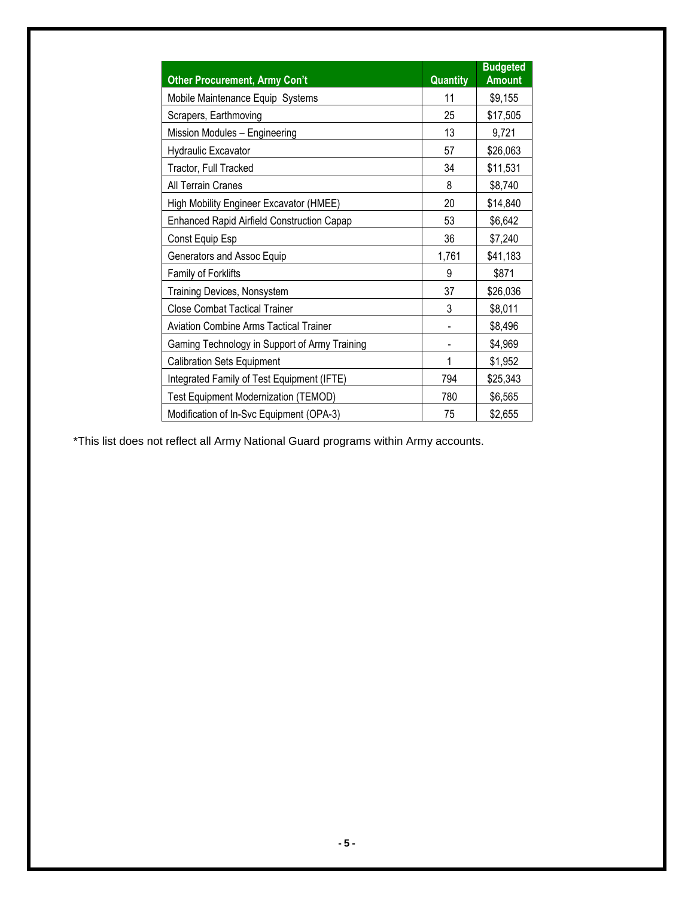| Other Procurement, Army Con't | Quantity | Budgeted Amount |
|---|---|---|
| Mobile Maintenance Equip Systems | 11 | $9,155 |
| Scrapers, Earthmoving | 25 | $17,505 |
| Mission Modules – Engineering | 13 | 9,721 |
| Hydraulic Excavator | 57 | $26,063 |
| Tractor, Full Tracked | 34 | $11,531 |
| All Terrain Cranes | 8 | $8,740 |
| High Mobility Engineer Excavator (HMEE) | 20 | $14,840 |
| Enhanced Rapid Airfield Construction Capap | 53 | $6,642 |
| Const Equip Esp | 36 | $7,240 |
| Generators and Assoc Equip | 1,761 | $41,183 |
| Family of Forklifts | 9 | $871 |
| Training Devices, Nonsystem | 37 | $26,036 |
| Close Combat Tactical Trainer | 3 | $8,011 |
| Aviation Combine Arms Tactical Trainer | - | $8,496 |
| Gaming Technology in Support of Army Training | - | $4,969 |
| Calibration Sets Equipment | 1 | $1,952 |
| Integrated Family of Test Equipment (IFTE) | 794 | $25,343 |
| Test Equipment Modernization (TEMOD) | 780 | $6,565 |
| Modification of In-Svc Equipment (OPA-3) | 75 | $2,655 |

*This list does not reflect all Army National Guard programs within Army accounts.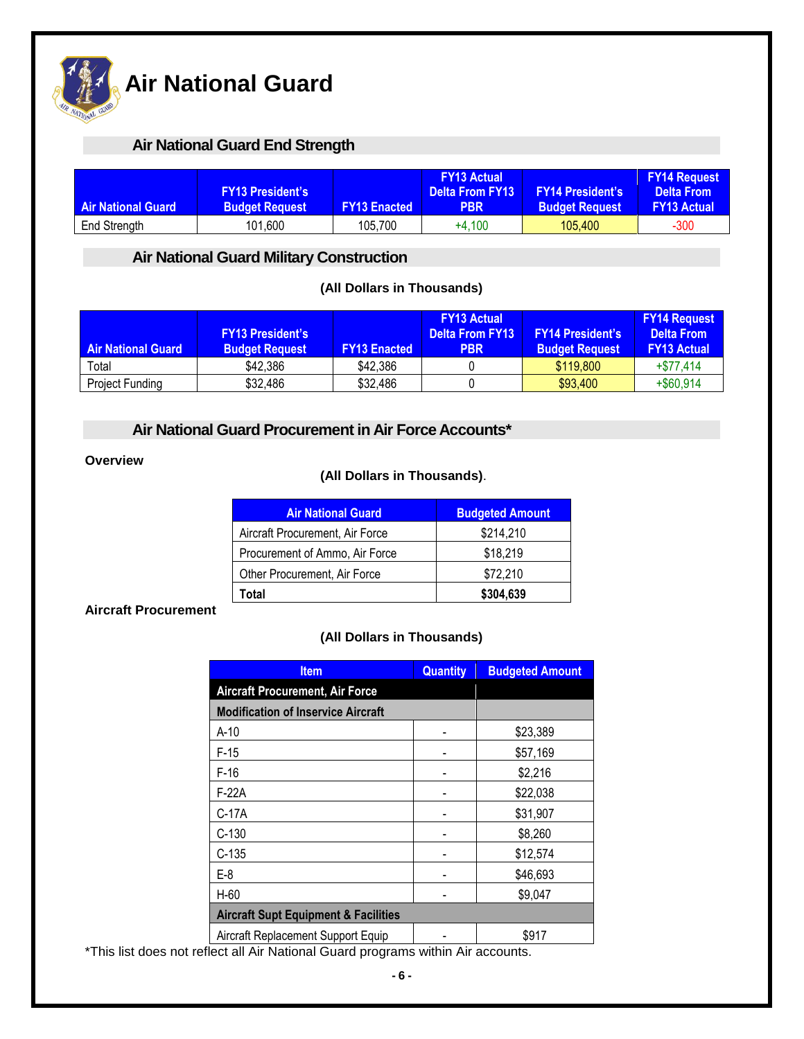# Air National Guard

## Air National Guard End Strength

| Air National Guard | FY13 President's Budget Request | FY13 Enacted | FY13 Actual Delta From FY13 PBR | FY14 President's Budget Request | FY14 Request Delta From FY13 Actual |
|---|---|---|---|---|---|
| End Strength | 101,600 | 105,700 | +4,100 | 105,400 | -300 |

## Air National Guard Military Construction

**(All Dollars in Thousands)**

| Air National Guard | FY13 President's Budget Request | FY13 Enacted | FY13 Actual Delta From FY13 PBR | FY14 President's Budget Request | FY14 Request Delta From FY13 Actual |
|---|---|---|---|---|---|
| Total | $42,386 | $42,386 | 0 | $119,800 | +$77,414 |
| Project Funding | $32,486 | $32,486 | 0 | $93,400 | +$60,914 |

## Air National Guard Procurement in Air Force Accounts*

**Overview**

**(All Dollars in Thousands)**.

| Air National Guard | Budgeted Amount |
|---|---|
| Aircraft Procurement, Air Force | $214,210 |
| Procurement of Ammo, Air Force | $18,219 |
| Other Procurement, Air Force | $72,210 |
| **Total** | **$304,639** |

**Aircraft Procurement**

**(All Dollars in Thousands)**

| Item | Quantity | Budgeted Amount |
|---|---|---|
| **Aircraft Procurement, Air Force** | | |
| **Modification of Inservice Aircraft** | | |
| A-10 | - | $23,389 |
| F-15 | - | $57,169 |
| F-16 | - | $2,216 |
| F-22A | - | $22,038 |
| C-17A | - | $31,907 |
| C-130 | - | $8,260 |
| C-135 | - | $12,574 |
| E-8 | - | $46,693 |
| H-60 | - | $9,047 |
| **Aircraft Supt Equipment & Facilities** | | |
| Aircraft Replacement Support Equip | - | $917 |

*This list does not reflect all Air National Guard programs within Air accounts.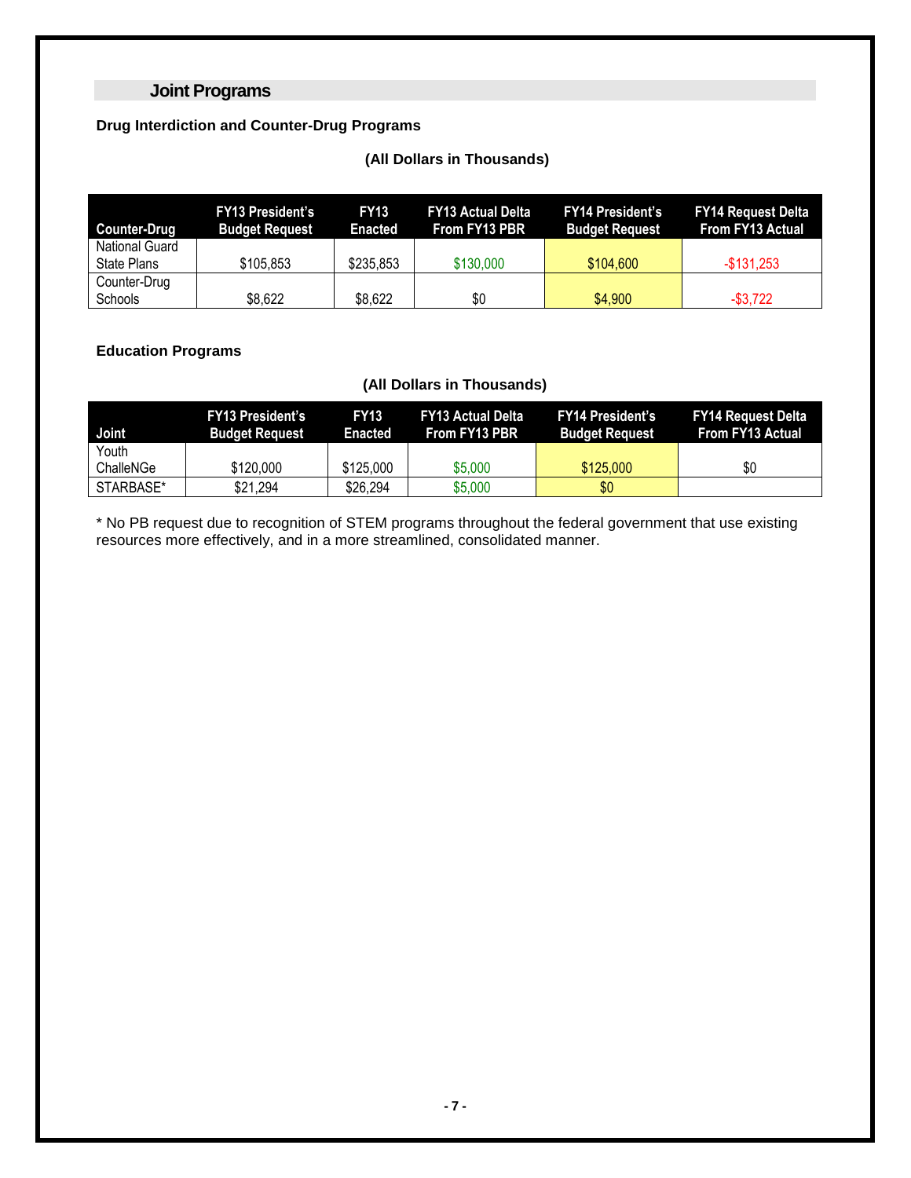## Joint Programs

**Drug Interdiction and Counter-Drug Programs**

**(All Dollars in Thousands)**

| Counter-Drug | FY13 President's Budget Request | FY13 Enacted | FY13 Actual Delta From FY13 PBR | FY14 President's Budget Request | FY14 Request Delta From FY13 Actual |
|---|---|---|---|---|---|
| National Guard State Plans | $105,853 | $235,853 | $130,000 | $104,600 | -$131,253 |
| Counter-Drug Schools | $8,622 | $8,622 | $0 | $4,900 | -$3,722 |

**Education Programs**

**(All Dollars in Thousands)**

| Joint | FY13 President's Budget Request | FY13 Enacted | FY13 Actual Delta From FY13 PBR | FY14 President's Budget Request | FY14 Request Delta From FY13 Actual |
|---|---|---|---|---|---|
| Youth ChalleNGe | $120,000 | $125,000 | $5,000 | $125,000 | $0 |
| STARBASE* | $21,294 | $26,294 | $5,000 | $0 | |

* No PB request due to recognition of STEM programs throughout the federal government that use existing resources more effectively, and in a more streamlined, consolidated manner.